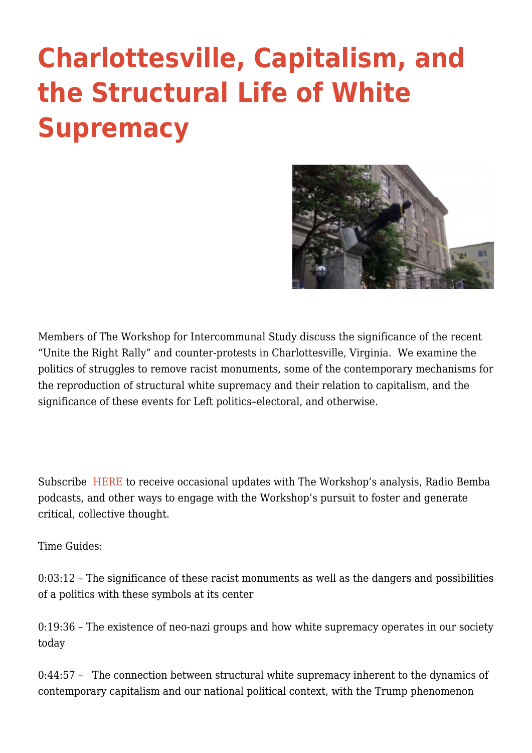# Charlottesville, Capitalism, and the Structural Life of White Supremacy

Members of The Workshop for Intercommunal Study discuss the significance of the recent "Unite the Right Rally" and counter-protests in Charlottesville, Virginia. We examine the politics of struggles to remove racist monuments, some of the contemporary mechanisms for the reproduction of structural white supremacy and their relation to capitalism, and the significance of these events for Left politics–electoral, and otherwise.

Subscribe HERE to receive occasional updates with The Workshop's analysis, Radio Bemba podcasts, and other ways to engage with the Workshop's pursuit to foster and generate critical, collective thought.

Time Guides:

0:03:12 – The significance of these racist monuments as well as the dangers and possibilities of a politics with these symbols at its center

0:19:36 – The existence of neo-nazi groups and how white supremacy operates in our society today

0:44:57 – The connection between structural white supremacy inherent to the dynamics of contemporary capitalism and our national political context, with the Trump phenomenon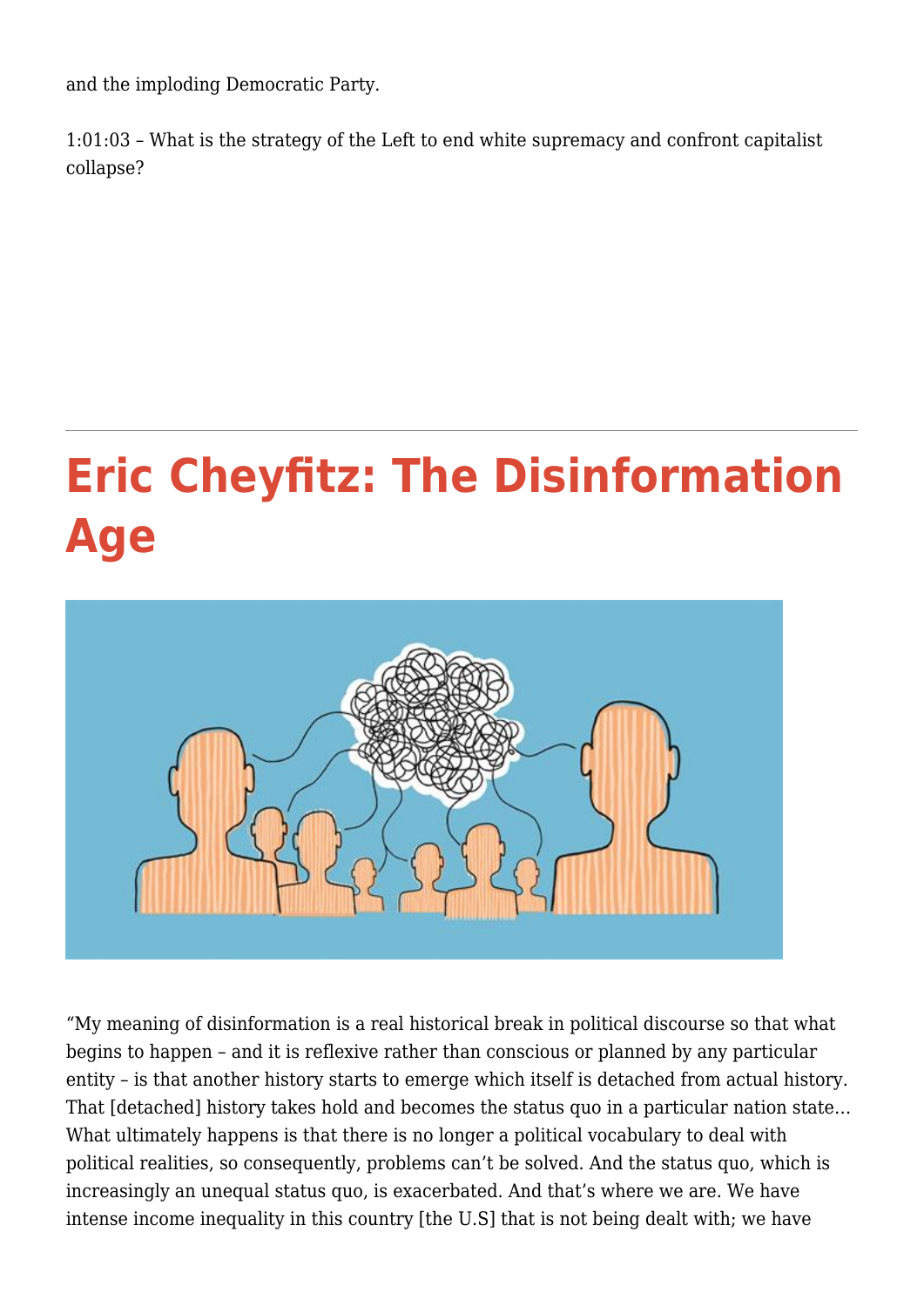and the imploding Democratic Party.

1:01:03 – What is the strategy of the Left to end white supremacy and confront capitalist collapse?

---

# Eric Cheyfitz: The Disinformation Age

"My meaning of disinformation is a real historical break in political discourse so that what begins to happen – and it is reflexive rather than conscious or planned by any particular entity – is that another history starts to emerge which itself is detached from actual history. That [detached] history takes hold and becomes the status quo in a particular nation state… What ultimately happens is that there is no longer a political vocabulary to deal with political realities, so consequently, problems can't be solved. And the status quo, which is increasingly an unequal status quo, is exacerbated. And that's where we are. We have intense income inequality in this country [the U.S] that is not being dealt with; we have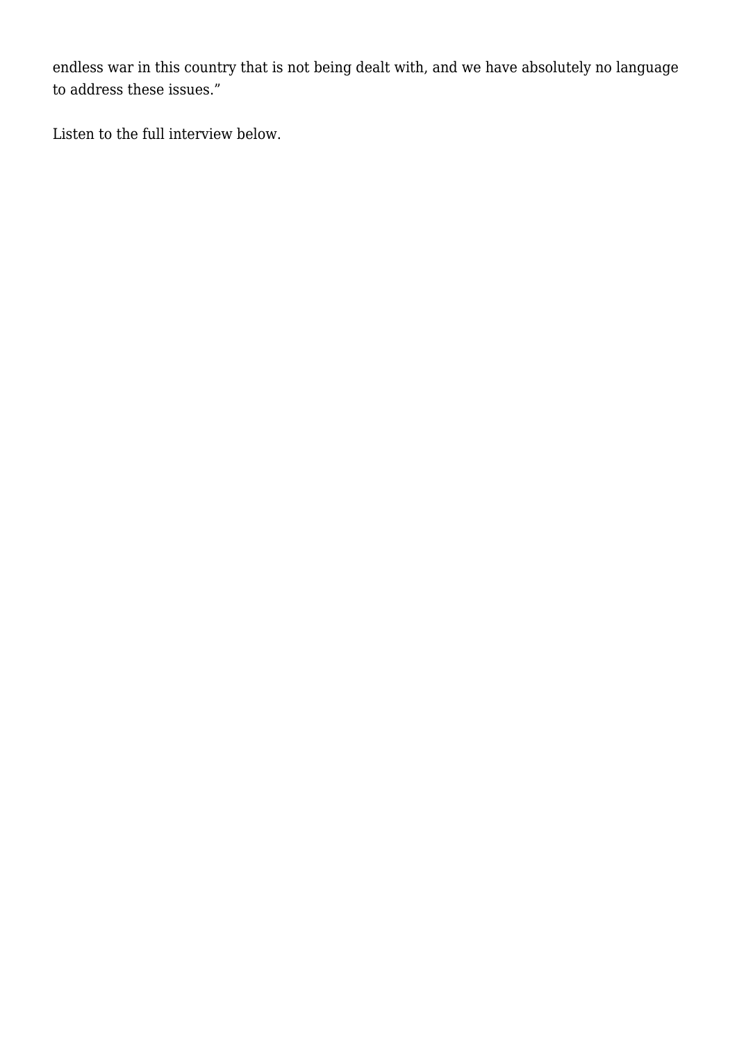endless war in this country that is not being dealt with, and we have absolutely no language to address these issues."

Listen to the full interview below.